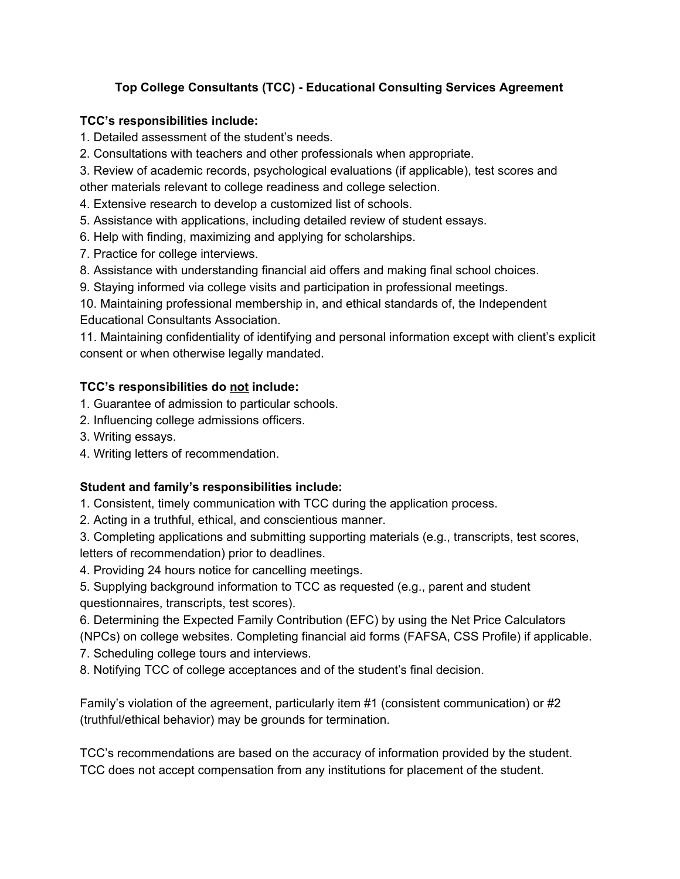# Top College Consultants (TCC) - Educational Consulting Services Agreement

**TCC's responsibilities include:**

1. Detailed assessment of the student's needs.
2. Consultations with teachers and other professionals when appropriate.
3. Review of academic records, psychological evaluations (if applicable), test scores and other materials relevant to college readiness and college selection.
4. Extensive research to develop a customized list of schools.
5. Assistance with applications, including detailed review of student essays.
6. Help with finding, maximizing and applying for scholarships.
7. Practice for college interviews.
8. Assistance with understanding financial aid offers and making final school choices.
9. Staying informed via college visits and participation in professional meetings.
10. Maintaining professional membership in, and ethical standards of, the Independent Educational Consultants Association.
11. Maintaining confidentiality of identifying and personal information except with client's explicit consent or when otherwise legally mandated.

**TCC's responsibilities do <u>not</u> include:**

1. Guarantee of admission to particular schools.
2. Influencing college admissions officers.
3. Writing essays.
4. Writing letters of recommendation.

**Student and family's responsibilities include:**

1. Consistent, timely communication with TCC during the application process.
2. Acting in a truthful, ethical, and conscientious manner.
3. Completing applications and submitting supporting materials (e.g., transcripts, test scores, letters of recommendation) prior to deadlines.
4. Providing 24 hours notice for cancelling meetings.
5. Supplying background information to TCC as requested (e.g., parent and student questionnaires, transcripts, test scores).
6. Determining the Expected Family Contribution (EFC) by using the Net Price Calculators (NPCs) on college websites. Completing financial aid forms (FAFSA, CSS Profile) if applicable.
7. Scheduling college tours and interviews.
8. Notifying TCC of college acceptances and of the student's final decision.

Family's violation of the agreement, particularly item #1 (consistent communication) or #2 (truthful/ethical behavior) may be grounds for termination.

TCC's recommendations are based on the accuracy of information provided by the student. TCC does not accept compensation from any institutions for placement of the student.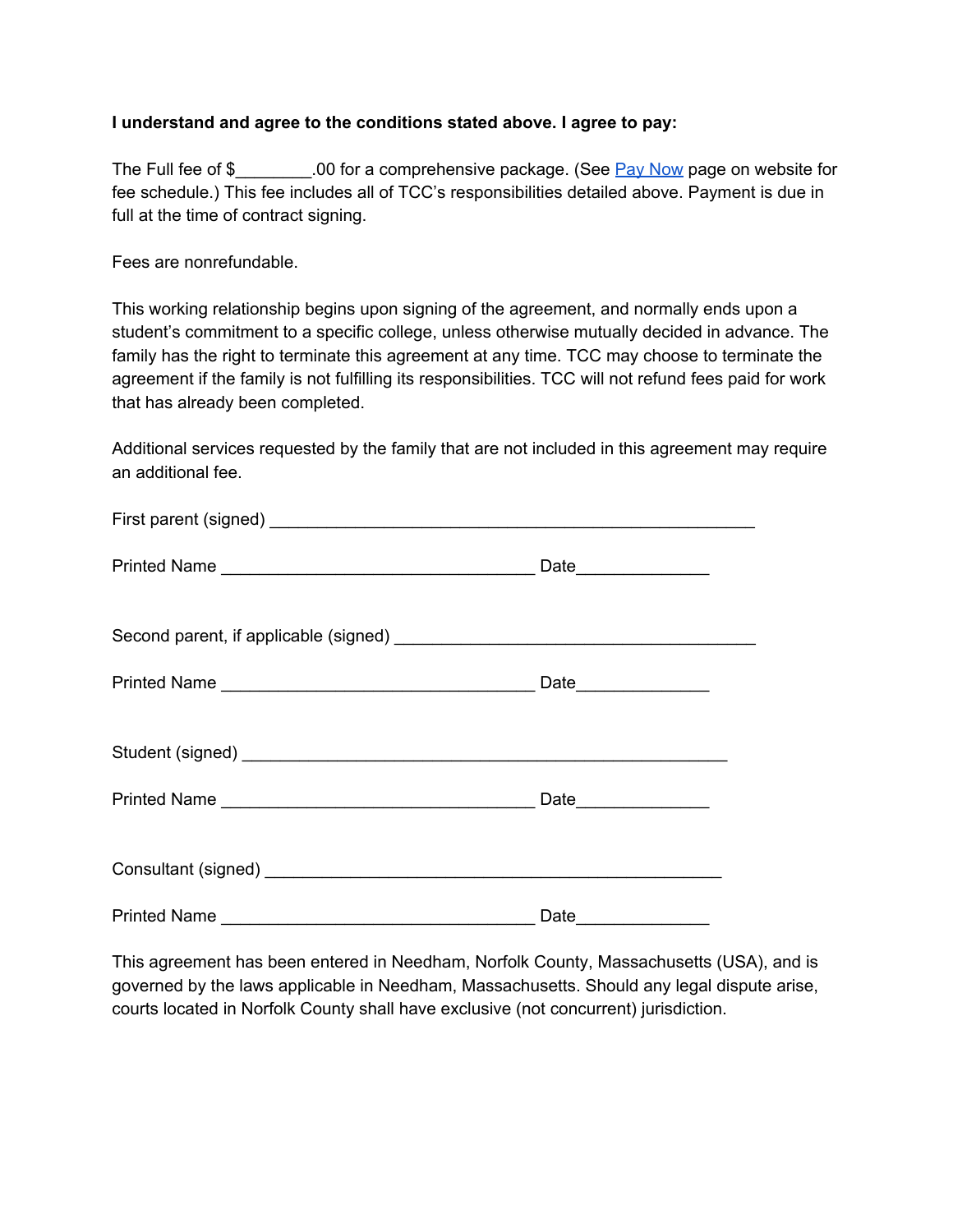**I understand and agree to the conditions stated above. I agree to pay:**

The Full fee of $________.00 for a comprehensive package. (See Pay Now page on website for fee schedule.) This fee includes all of TCC's responsibilities detailed above. Payment is due in full at the time of contract signing.

Fees are nonrefundable.

This working relationship begins upon signing of the agreement, and normally ends upon a student's commitment to a specific college, unless otherwise mutually decided in advance. The family has the right to terminate this agreement at any time. TCC may choose to terminate the agreement if the family is not fulfilling its responsibilities. TCC will not refund fees paid for work that has already been completed.

Additional services requested by the family that are not included in this agreement may require an additional fee.

First parent (signed) ____________________________________________________

Printed Name _________________________________ Date______________

Second parent, if applicable (signed) ______________________________________

Printed Name _________________________________ Date______________

Student (signed) ____________________________________________________

Printed Name _________________________________ Date______________

Consultant (signed) ________________________________________________

Printed Name _________________________________ Date______________

This agreement has been entered in Needham, Norfolk County, Massachusetts (USA), and is governed by the laws applicable in Needham, Massachusetts. Should any legal dispute arise, courts located in Norfolk County shall have exclusive (not concurrent) jurisdiction.